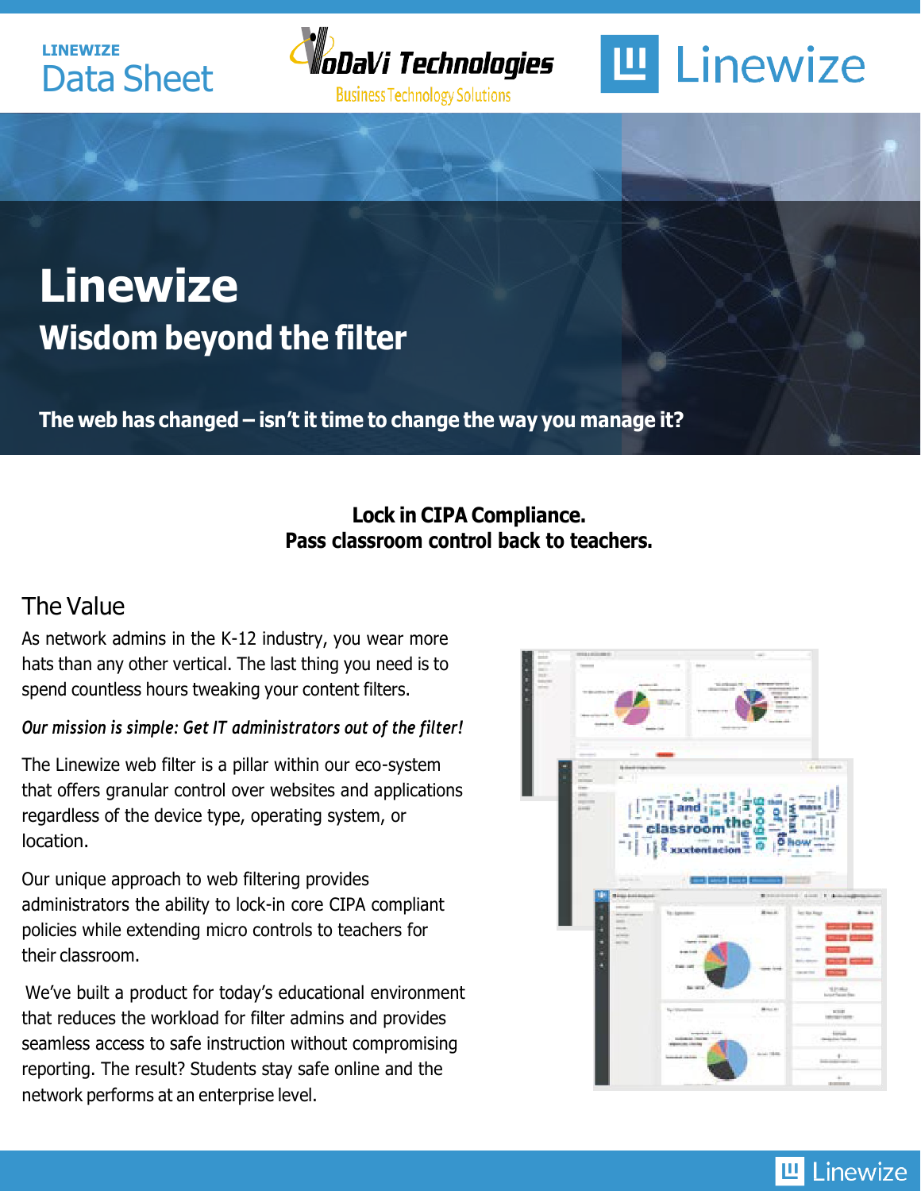LINEWIZE

Data Sheet

VoDaVi Technologies
Business Technology Solutions

Linewize

# Linewize

## Wisdom beyond the filter

**The web has changed – isn't it time to change the way you manage it?**

**Lock in CIPA Compliance.**
**Pass classroom control back to teachers.**

## The Value

As network admins in the K-12 industry, you wear more hats than any other vertical. The last thing you need is to spend countless hours tweaking your content filters.

*Our mission is simple: Get IT administrators out of the filter!*

The Linewize web filter is a pillar within our eco-system that offers granular control over websites and applications regardless of the device type, operating system, or location.

Our unique approach to web filtering provides administrators the ability to lock-in core CIPA compliant policies while extending micro controls to teachers for their classroom.

We've built a product for today's educational environment that reduces the workload for filter admins and provides seamless access to safe instruction without compromising reporting. The result? Students stay safe online and the network performs at an enterprise level.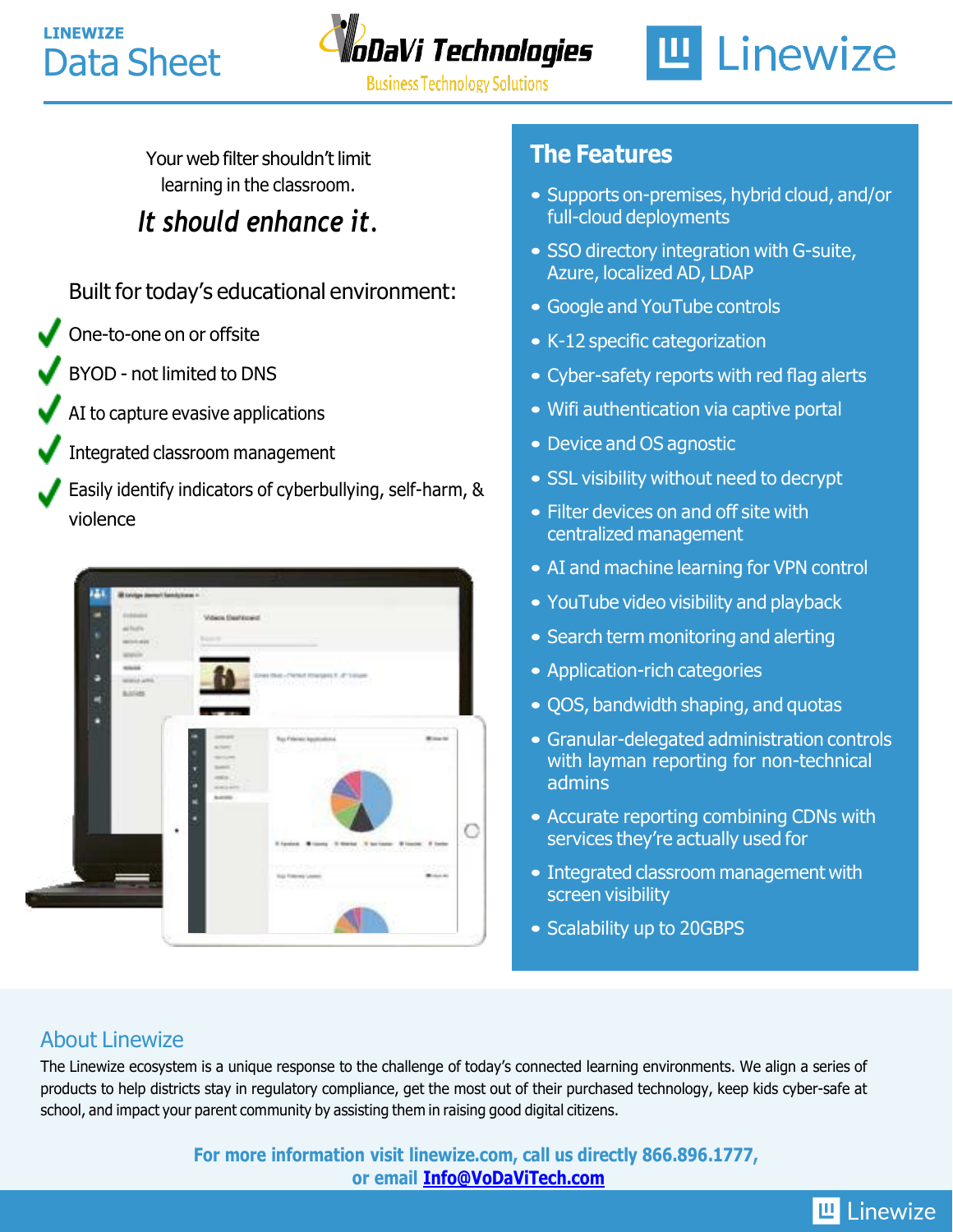LINEWIZE

# Data Sheet

VoDaVi Technologies
Business Technology Solutions

Linewize

Your web filter shouldn't limit learning in the classroom.

***It should enhance it.***

## Built for today's educational environment:

- One-to-one on or offsite
- BYOD - not limited to DNS
- AI to capture evasive applications
- Integrated classroom management
- Easily identify indicators of cyberbullying, self-harm, & violence

## The Features

- Supports on-premises, hybrid cloud, and/or full-cloud deployments
- SSO directory integration with G-suite, Azure, localized AD, LDAP
- Google and YouTube controls
- K-12 specific categorization
- Cyber-safety reports with red flag alerts
- Wifi authentication via captive portal
- Device and OS agnostic
- SSL visibility without need to decrypt
- Filter devices on and off site with centralized management
- AI and machine learning for VPN control
- YouTube video visibility and playback
- Search term monitoring and alerting
- Application-rich categories
- QOS, bandwidth shaping, and quotas
- Granular-delegated administration controls with layman reporting for non-technical admins
- Accurate reporting combining CDNs with services they're actually used for
- Integrated classroom management with screen visibility
- Scalability up to 20GBPS

## About Linewize

The Linewize ecosystem is a unique response to the challenge of today's connected learning environments. We align a series of products to help districts stay in regulatory compliance, get the most out of their purchased technology, keep kids cyber-safe at school, and impact your parent community by assisting them in raising good digital citizens.

**For more information visit linewize.com, call us directly 866.896.1777, or email [Info@VoDaViTech.com](mailto:Info@VoDaViTech.com)**

Linewize